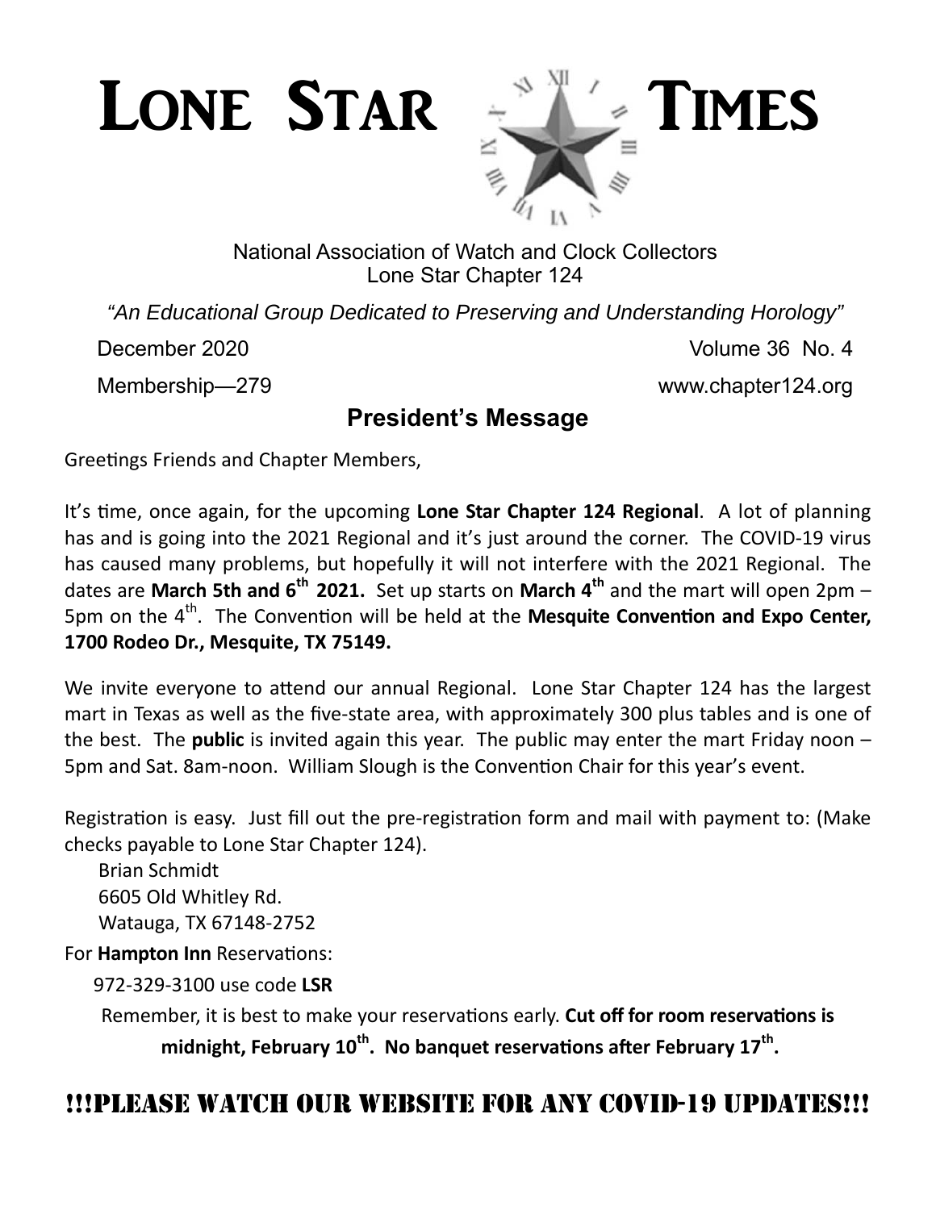# LONE STAR TIMES

National Association of Watch and Clock Collectors
Lone Star Chapter 124

*"An Educational Group Dedicated to Preserving and Understanding Horology"*

December 2020 Volume 36 No. 4

Membership—279 www.chapter124.org

## President's Message

Greetings Friends and Chapter Members,

It's time, once again, for the upcoming **Lone Star Chapter 124 Regional**. A lot of planning has and is going into the 2021 Regional and it's just around the corner. The COVID-19 virus has caused many problems, but hopefully it will not interfere with the 2021 Regional. The dates are **March 5th and 6th 2021.** Set up starts on **March 4th** and the mart will open 2pm – 5pm on the 4th. The Convention will be held at the **Mesquite Convention and Expo Center, 1700 Rodeo Dr., Mesquite, TX 75149.**

We invite everyone to attend our annual Regional. Lone Star Chapter 124 has the largest mart in Texas as well as the five-state area, with approximately 300 plus tables and is one of the best. The **public** is invited again this year. The public may enter the mart Friday noon – 5pm and Sat. 8am-noon. William Slough is the Convention Chair for this year's event.

Registration is easy. Just fill out the pre-registration form and mail with payment to: (Make checks payable to Lone Star Chapter 124).

Brian Schmidt
6605 Old Whitley Rd.
Watauga, TX 67148-2752

For **Hampton Inn** Reservations:

972-329-3100 use code **LSR**

Remember, it is best to make your reservations early. **Cut off for room reservations is midnight, February 10th. No banquet reservations after February 17th.**

**!!!PLEASE WATCH OUR WEBSITE FOR ANY COVID-19 UPDATES!!!**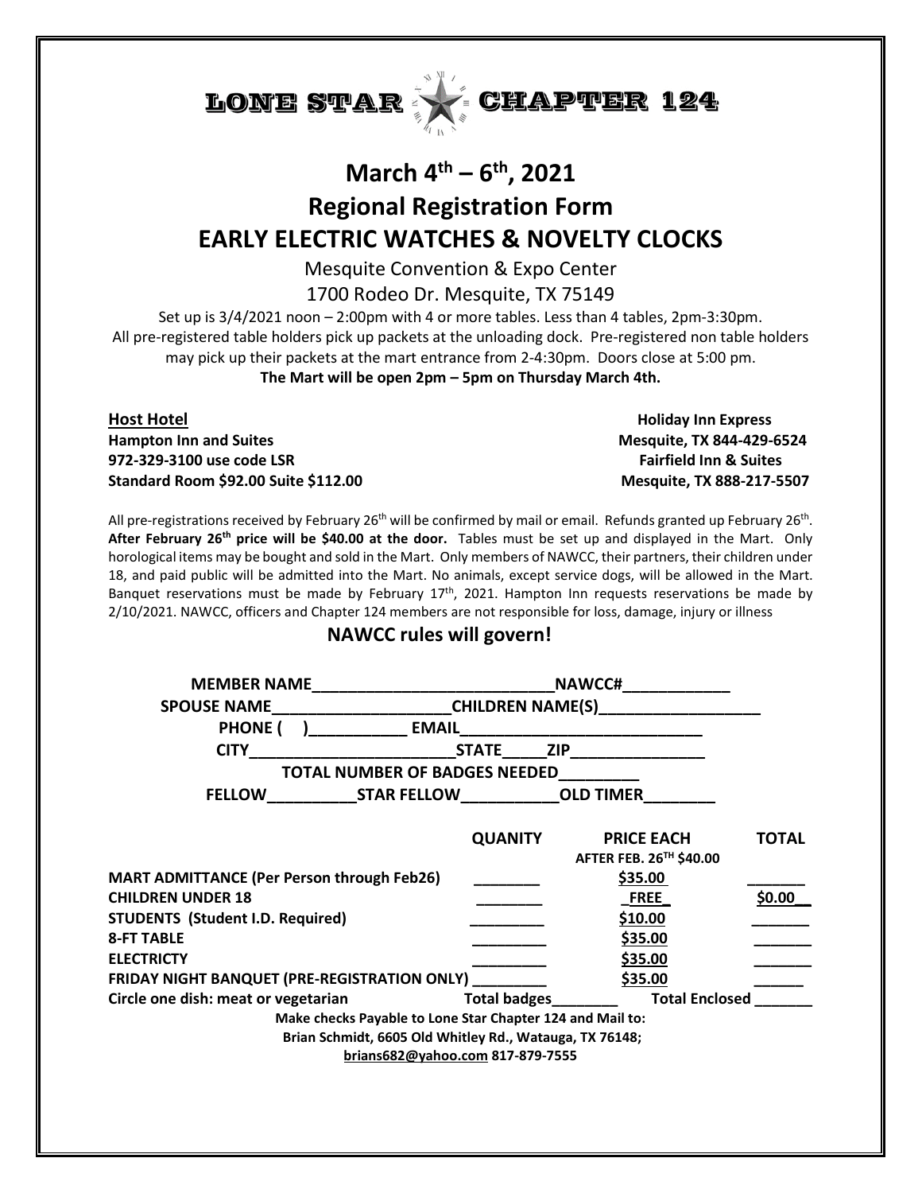# LONE STAR CHAPTER 124

## March 4th – 6th, 2021

## Regional Registration Form

## EARLY ELECTRIC WATCHES & NOVELTY CLOCKS

Mesquite Convention & Expo Center

1700 Rodeo Dr. Mesquite, TX 75149

Set up is 3/4/2021 noon – 2:00pm with 4 or more tables. Less than 4 tables, 2pm-3:30pm. All pre-registered table holders pick up packets at the unloading dock. Pre-registered non table holders may pick up their packets at the mart entrance from 2-4:30pm. Doors close at 5:00 pm.

**The Mart will be open 2pm – 5pm on Thursday March 4th.**

**Host Hotel**
**Hampton Inn and Suites**
**972-329-3100 use code LSR**
**Standard Room $92.00 Suite $112.00**

**Holiday Inn Express**
**Mesquite, TX 844-429-6524**
**Fairfield Inn & Suites**
**Mesquite, TX 888-217-5507**

All pre-registrations received by February 26th will be confirmed by mail or email. Refunds granted up February 26th. **After February 26th price will be $40.00 at the door.** Tables must be set up and displayed in the Mart. Only horological items may be bought and sold in the Mart. Only members of NAWCC, their partners, their children under 18, and paid public will be admitted into the Mart. No animals, except service dogs, will be allowed in the Mart. Banquet reservations must be made by February 17th, 2021. Hampton Inn requests reservations be made by 2/10/2021. NAWCC, officers and Chapter 124 members are not responsible for loss, damage, injury or illness

**NAWCC rules will govern!**

**MEMBER NAME**___________________________**NAWCC#**____________

**SPOUSE NAME**____________________**CHILDREN NAME(S)**__________________

**PHONE ( )**___________ **EMAIL**____________________________

**CITY**________________________**STATE**_____**ZIP**________________

**TOTAL NUMBER OF BADGES NEEDED**_________

**FELLOW**__________**STAR FELLOW**___________**OLD TIMER**________

| | QUANITY | PRICE EACH<br>AFTER FEB. 26TH $40.00 | TOTAL |
|---|---|---|---|
| **MART ADMITTANCE (Per Person through Feb26)** | ________ | $35.00 | _______ |
| **CHILDREN UNDER 18** | ________ | FREE | $0.00 |
| **STUDENTS (Student I.D. Required)** | ________ | $10.00 | _______ |
| **8-FT TABLE** | ________ | $35.00 | _______ |
| **ELECTRICTY** | ________ | $35.00 | _______ |
| **FRIDAY NIGHT BANQUET (PRE-REGISTRATION ONLY)** | ________ | $35.00 | _______ |
| **Circle one dish: meat or vegetarian** | **Total badges**________ | **Total Enclosed** | _______ |

**Make checks Payable to Lone Star Chapter 124 and Mail to:**
**Brian Schmidt, 6605 Old Whitley Rd., Watauga, TX 76148;**
**brians682@yahoo.com 817-879-7555**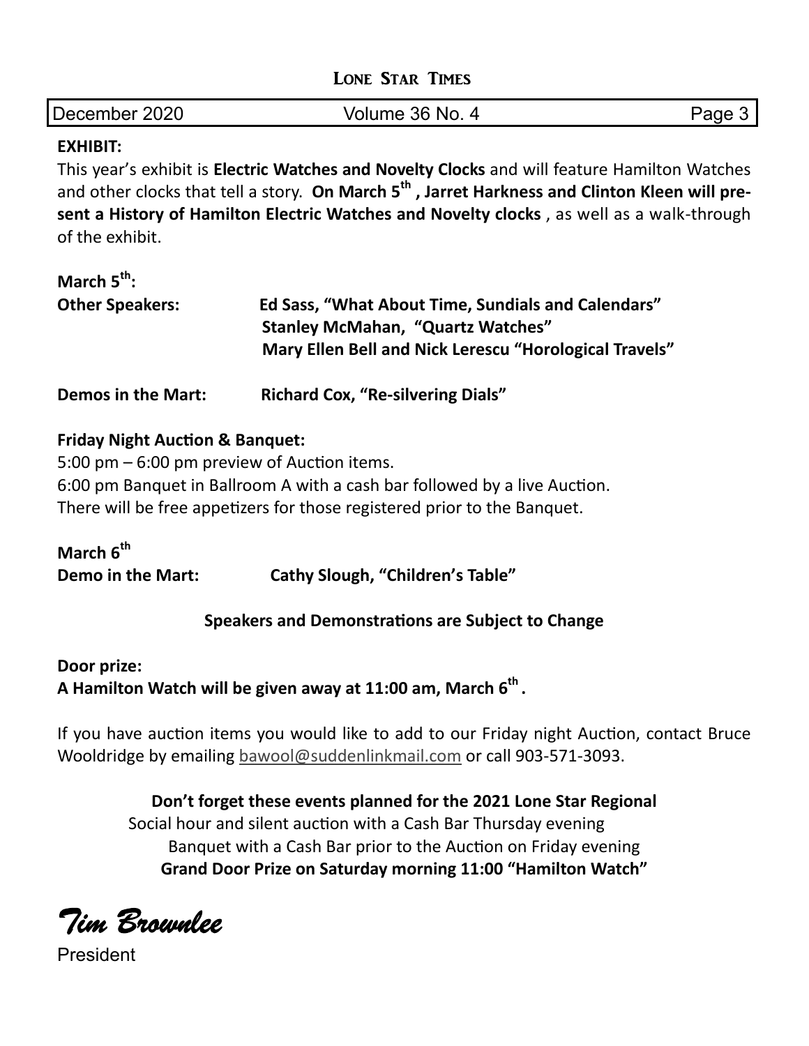**EXHIBIT:**

This year's exhibit is **Electric Watches and Novelty Clocks** and will feature Hamilton Watches and other clocks that tell a story. **On March 5th, Jarret Harkness and Clinton Kleen will present a History of Hamilton Electric Watches and Novelty clocks**, as well as a walk-through of the exhibit.

**March 5th:**

**Other Speakers:** **Ed Sass, "What About Time, Sundials and Calendars"**
**Stanley McMahan, "Quartz Watches"**
**Mary Ellen Bell and Nick Lerescu "Horological Travels"**

**Demos in the Mart:** **Richard Cox, "Re-silvering Dials"**

**Friday Night Auction & Banquet:**

5:00 pm – 6:00 pm preview of Auction items.
6:00 pm Banquet in Ballroom A with a cash bar followed by a live Auction.
There will be free appetizers for those registered prior to the Banquet.

**March 6th**

**Demo in the Mart:** **Cathy Slough, "Children's Table"**

**Speakers and Demonstrations are Subject to Change**

**Door prize:**
**A Hamilton Watch will be given away at 11:00 am, March 6th.**

If you have auction items you would like to add to our Friday night Auction, contact Bruce Wooldridge by emailing bawool@suddenlinkmail.com or call 903-571-3093.

**Don't forget these events planned for the 2021 Lone Star Regional**

Social hour and silent auction with a Cash Bar Thursday evening
Banquet with a Cash Bar prior to the Auction on Friday evening
**Grand Door Prize on Saturday morning 11:00 "Hamilton Watch"**

*Tim Brownlee*
President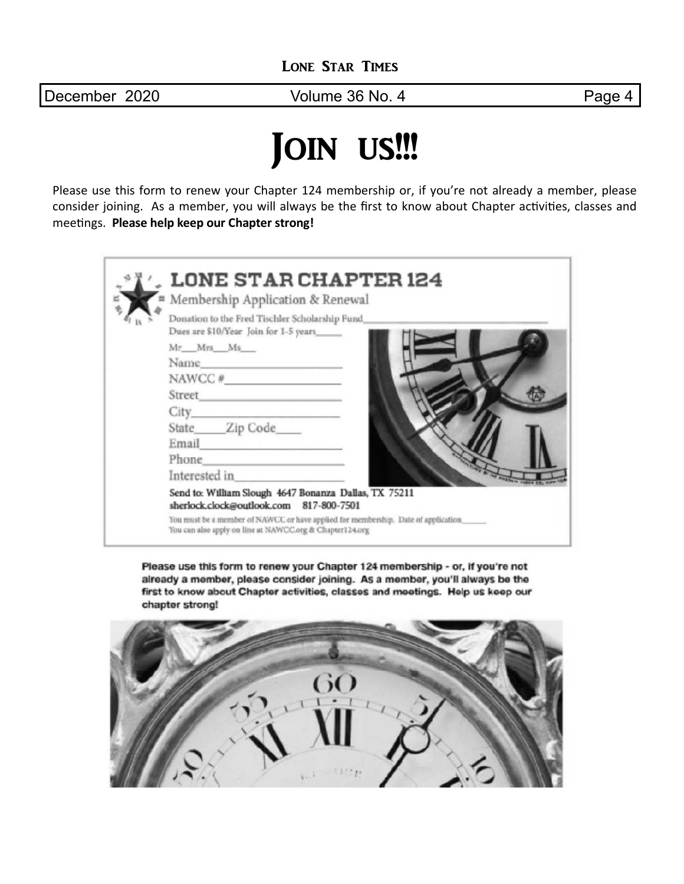# JOIN US!!!

Please use this form to renew your Chapter 124 membership or, if you're not already a member, please consider joining. As a member, you will always be the first to know about Chapter activities, classes and meetings. **Please help keep our Chapter strong!**

## LONE STAR CHAPTER 124

Membership Application & Renewal

Donation to the Fred Tischler Scholarship Fund\_\_\_\_\_\_\_\_\_\_\_\_\_\_\_\_\_\_\_\_

Dues are $10/Year Join for 1-5 years\_\_\_\_\_

Mr\_\_\_Mrs\_\_\_Ms\_\_\_

Name\_\_\_\_\_\_\_\_\_\_\_\_\_\_\_\_\_\_\_\_

NAWCC #\_\_\_\_\_\_\_\_\_\_\_\_\_\_\_\_\_\_\_\_

Street\_\_\_\_\_\_\_\_\_\_\_\_\_\_\_\_\_\_\_\_

City\_\_\_\_\_\_\_\_\_\_\_\_\_\_\_\_\_\_\_\_

State\_\_\_\_\_Zip Code\_\_\_\_

Email\_\_\_\_\_\_\_\_\_\_\_\_\_\_\_\_\_\_\_\_

Phone\_\_\_\_\_\_\_\_\_\_\_\_\_\_\_\_\_\_\_\_

Interested in\_\_\_\_\_\_\_\_\_\_\_\_\_\_\_\_\_\_\_\_

Send to: William Slough 4647 Bonanza Dallas, TX 75211
sherlock.clock@outlook.com 817-800-7501

You must be a member of NAWCC or have applied for membership. Date of application\_\_\_\_\_\_
You can also apply on line at NAWCC.org & Chapter124.org

**Please use this form to renew your Chapter 124 membership - or, if you're not already a member, please consider joining. As a member, you'll always be the first to know about Chapter activities, classes and meetings. Help us keep our chapter strong!**